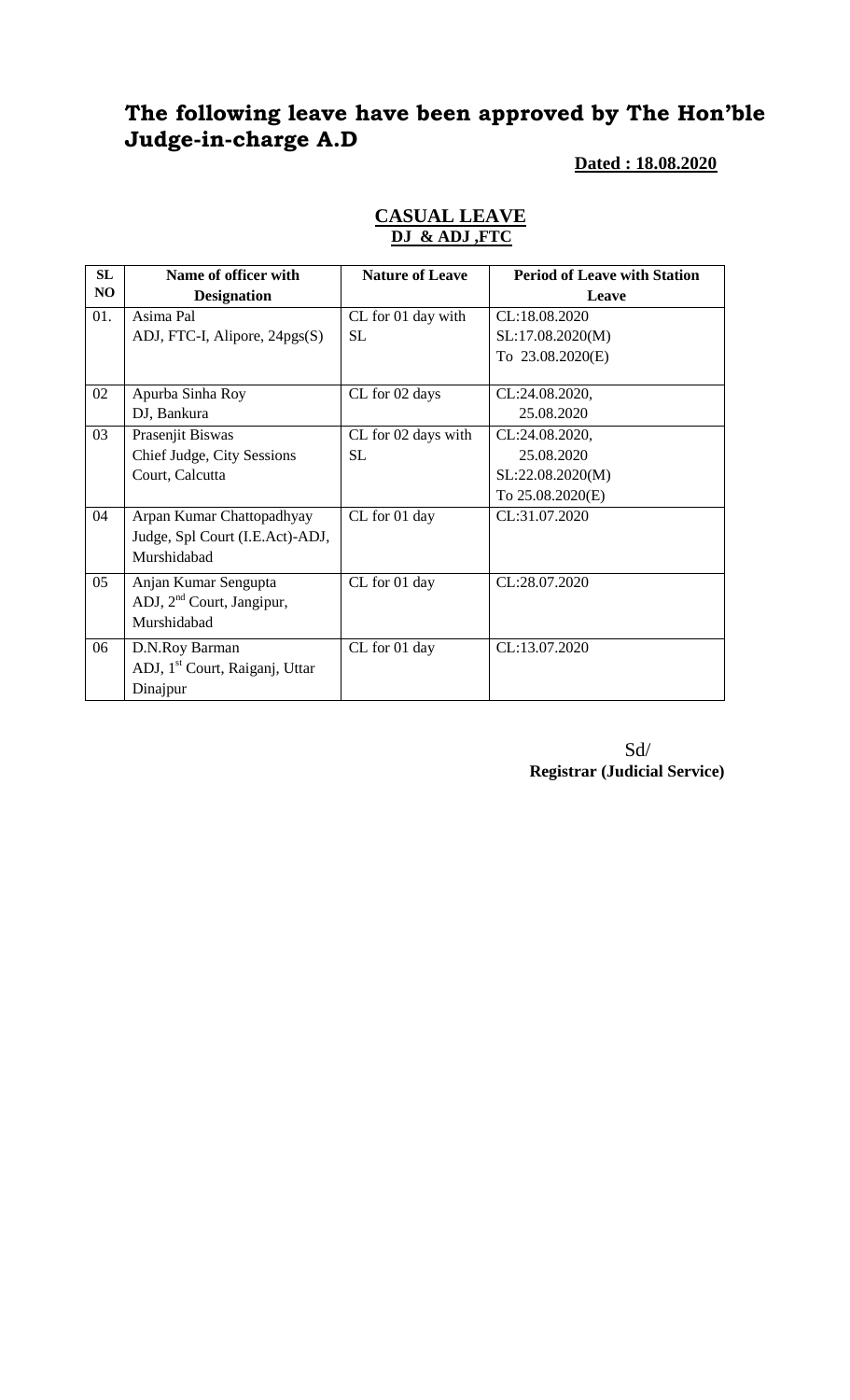# The following leave have been approved by The Hon'ble Judge-in-charge A.D

**Dated : 18.08.2020**

## CASUAL LEAVE
### DJ & ADJ ,FTC

| SL NO | Name of officer with Designation | Nature of Leave | Period of Leave with Station Leave |
|---|---|---|---|
| 01. | Asima Pal<br>ADJ, FTC-I, Alipore, 24pgs(S) | CL for 01 day with SL | CL:18.08.2020<br>SL:17.08.2020(M)<br>To 23.08.2020(E) |
| 02 | Apurba Sinha Roy<br>DJ, Bankura | CL for 02 days | CL:24.08.2020,<br>25.08.2020 |
| 03 | Prasenjit Biswas<br>Chief Judge, City Sessions Court, Calcutta | CL for 02 days with SL | CL:24.08.2020,<br>25.08.2020<br>SL:22.08.2020(M)<br>To 25.08.2020(E) |
| 04 | Arpan Kumar Chattopadhyay<br>Judge, Spl Court (I.E.Act)-ADJ, Murshidabad | CL for 01 day | CL:31.07.2020 |
| 05 | Anjan Kumar Sengupta<br>ADJ, 2nd Court, Jangipur, Murshidabad | CL for 01 day | CL:28.07.2020 |
| 06 | D.N.Roy Barman<br>ADJ, 1st Court, Raiganj, Uttar Dinajpur | CL for 01 day | CL:13.07.2020 |

Sd/
**Registrar (Judicial Service)**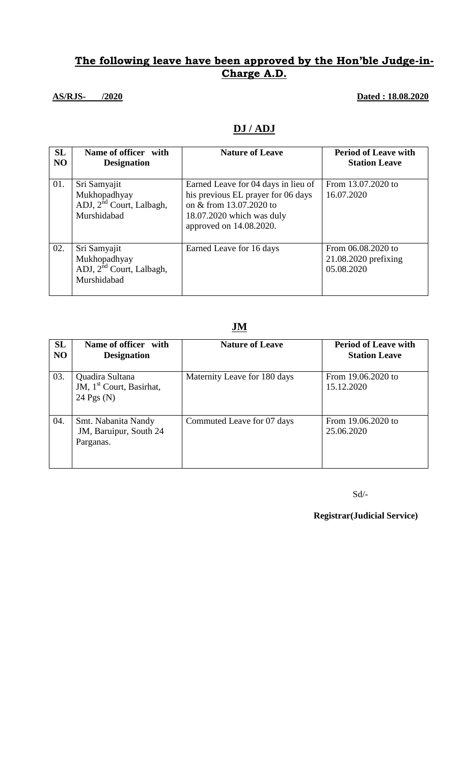## **The following leave have been approved by the Hon'ble Judge-in-Charge A.D.**

**AS/RJS- /2020** **Dated : 18.08.2020**

## **DJ / ADJ**

| SL NO | Name of officer with Designation | Nature of Leave | Period of Leave with Station Leave |
|---|---|---|---|
| 01. | Sri Samyajit Mukhopadhyay ADJ, 2nd Court, Lalbagh, Murshidabad | Earned Leave for 04 days in lieu of his previous EL prayer for 06 days on & from 13.07.2020 to 18.07.2020 which was duly approved on 14.08.2020. | From 13.07.2020 to 16.07.2020 |
| 02. | Sri Samyajit Mukhopadhyay ADJ, 2nd Court, Lalbagh, Murshidabad | Earned Leave for 16 days | From 06.08.2020 to 21.08.2020 prefixing 05.08.2020 |

## **JM**

| SL NO | Name of officer with Designation | Nature of Leave | Period of Leave with Station Leave |
|---|---|---|---|
| 03. | Quadira Sultana JM, 1st Court, Basirhat, 24 Pgs (N) | Maternity Leave for 180 days | From 19.06.2020 to 15.12.2020 |
| 04. | Smt. Nabanita Nandy JM, Baruipur, South 24 Parganas. | Commuted Leave for 07 days | From 19.06.2020 to 25.06.2020 |

Sd/-

**Registrar(Judicial Service)**